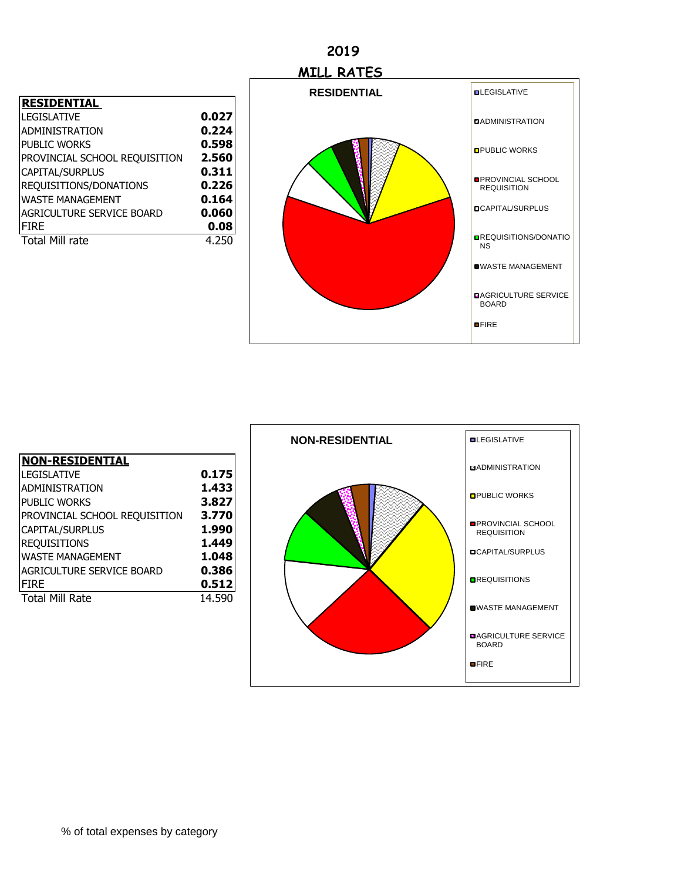# 2019

## MILL RATES

| RESIDENTIAL | |
|---|---|
| LEGISLATIVE | **0.027** |
| ADMINISTRATION | **0.224** |
| PUBLIC WORKS | **0.598** |
| PROVINCIAL SCHOOL REQUISITION | **2.560** |
| CAPITAL/SURPLUS | **0.311** |
| REQUISITIONS/DONATIONS | **0.226** |
| WASTE MANAGEMENT | **0.164** |
| AGRICULTURE SERVICE BOARD | **0.060** |
| FIRE | **0.08** |
| Total Mill rate | 4.250 |

**RESIDENTIAL**

- LEGISLATIVE
- ADMINISTRATION
- PUBLIC WORKS
- PROVINCIAL SCHOOL REQUISITION
- CAPITAL/SURPLUS
- REQUISITIONS/DONATIONS
- WASTE MANAGEMENT
- AGRICULTURE SERVICE BOARD
- FIRE

| NON-RESIDENTIAL | |
|---|---|
| LEGISLATIVE | **0.175** |
| ADMINISTRATION | **1.433** |
| PUBLIC WORKS | **3.827** |
| PROVINCIAL SCHOOL REQUISITION | **3.770** |
| CAPITAL/SURPLUS | **1.990** |
| REQUISITIONS | **1.449** |
| WASTE MANAGEMENT | **1.048** |
| AGRICULTURE SERVICE BOARD | **0.386** |
| FIRE | **0.512** |
| Total Mill Rate | 14.590 |

**NON-RESIDENTIAL**

- LEGISLATIVE
- ADMINISTRATION
- PUBLIC WORKS
- PROVINCIAL SCHOOL REQUISITION
- CAPITAL/SURPLUS
- REQUISITIONS
- WASTE MANAGEMENT
- AGRICULTURE SERVICE BOARD
- FIRE

% of total expenses by category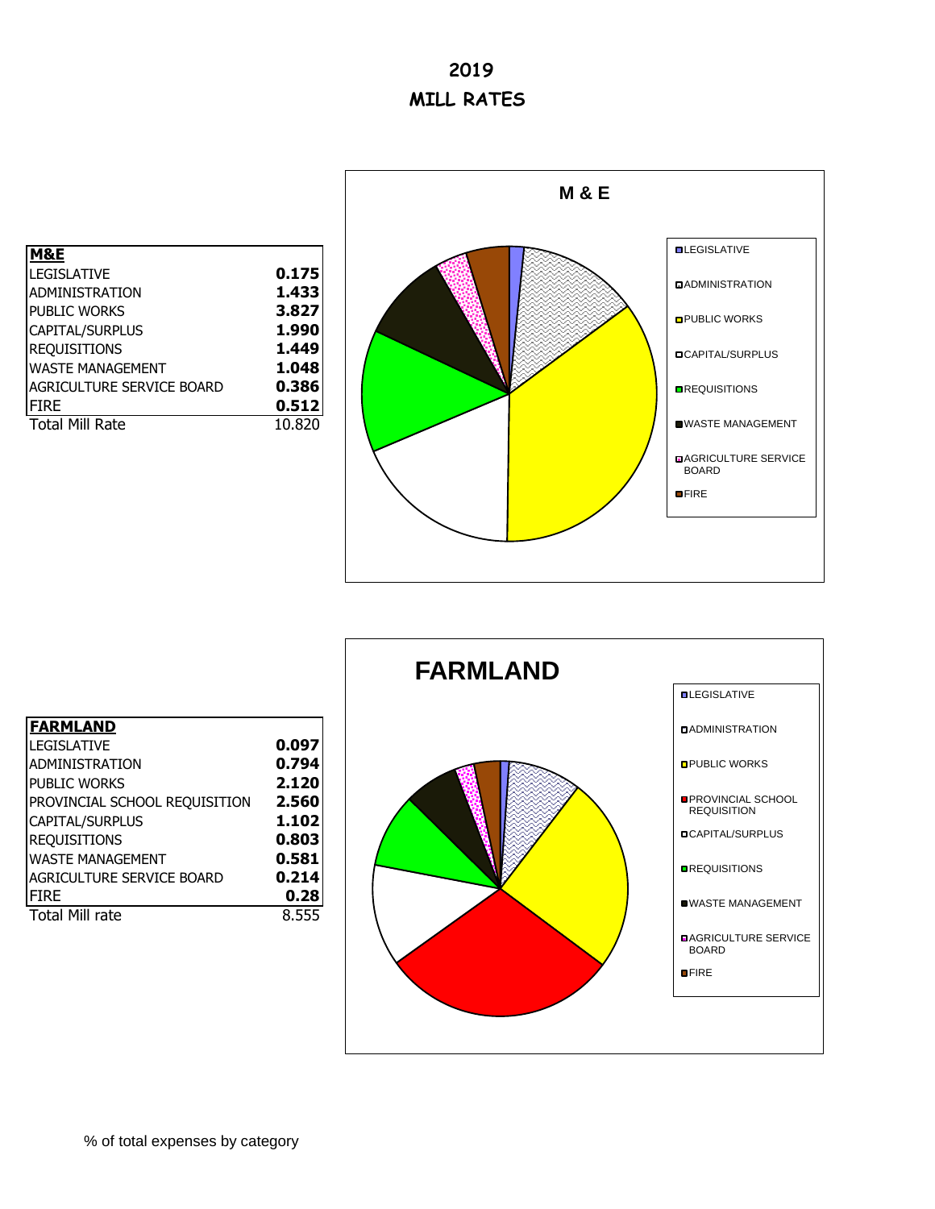# 2019

# MILL RATES

| M&E | |
|---|---|
| LEGISLATIVE | **0.175** |
| ADMINISTRATION | **1.433** |
| PUBLIC WORKS | **3.827** |
| CAPITAL/SURPLUS | **1.990** |
| REQUISITIONS | **1.449** |
| WASTE MANAGEMENT | **1.048** |
| AGRICULTURE SERVICE BOARD | **0.386** |
| FIRE | **0.512** |
| Total Mill Rate | 10.820 |

**M & E**

- LEGISLATIVE
- ADMINISTRATION
- PUBLIC WORKS
- CAPITAL/SURPLUS
- REQUISITIONS
- WASTE MANAGEMENT
- AGRICULTURE SERVICE BOARD
- FIRE

| FARMLAND | |
|---|---|
| LEGISLATIVE | **0.097** |
| ADMINISTRATION | **0.794** |
| PUBLIC WORKS | **2.120** |
| PROVINCIAL SCHOOL REQUISITION | **2.560** |
| CAPITAL/SURPLUS | **1.102** |
| REQUISITIONS | **0.803** |
| WASTE MANAGEMENT | **0.581** |
| AGRICULTURE SERVICE BOARD | **0.214** |
| FIRE | **0.28** |
| Total Mill rate | 8.555 |

**FARMLAND**

- LEGISLATIVE
- ADMINISTRATION
- PUBLIC WORKS
- PROVINCIAL SCHOOL REQUISITION
- CAPITAL/SURPLUS
- REQUISITIONS
- WASTE MANAGEMENT
- AGRICULTURE SERVICE BOARD
- FIRE

% of total expenses by category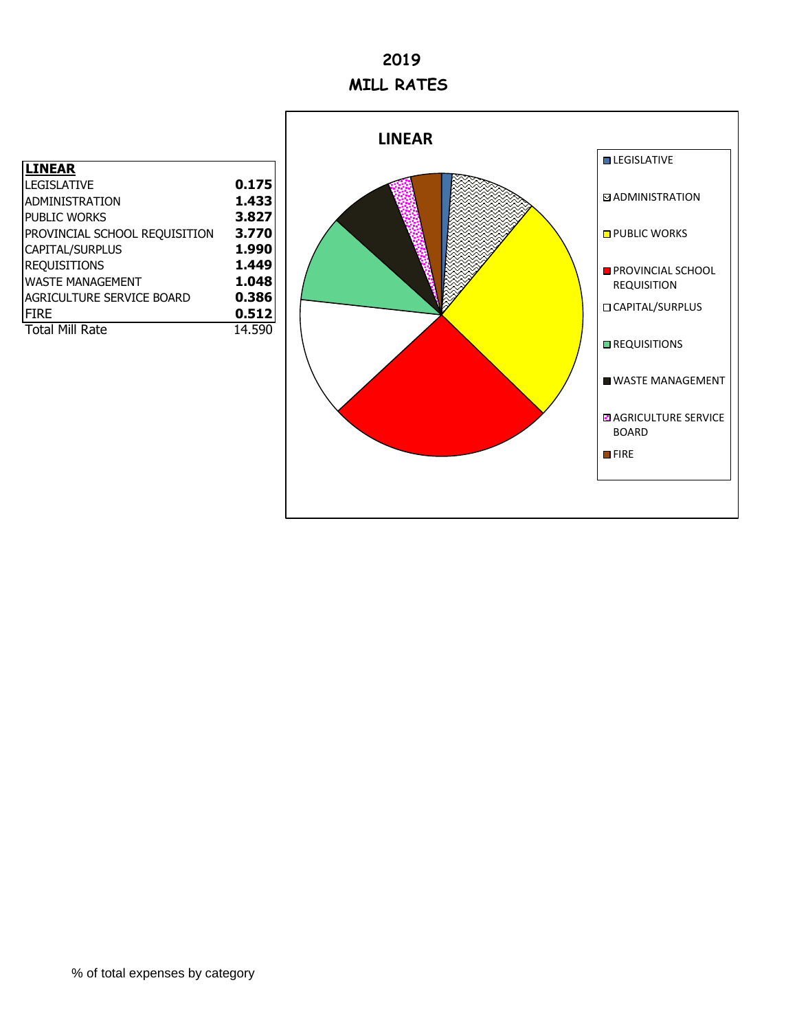# 2019

# MILL RATES

| LINEAR | |
|---|---|
| LEGISLATIVE | **0.175** |
| ADMINISTRATION | **1.433** |
| PUBLIC WORKS | **3.827** |
| PROVINCIAL SCHOOL REQUISITION | **3.770** |
| CAPITAL/SURPLUS | **1.990** |
| REQUISITIONS | **1.449** |
| WASTE MANAGEMENT | **1.048** |
| AGRICULTURE SERVICE BOARD | **0.386** |
| FIRE | **0.512** |
| Total Mill Rate | 14.590 |

% of total expenses by category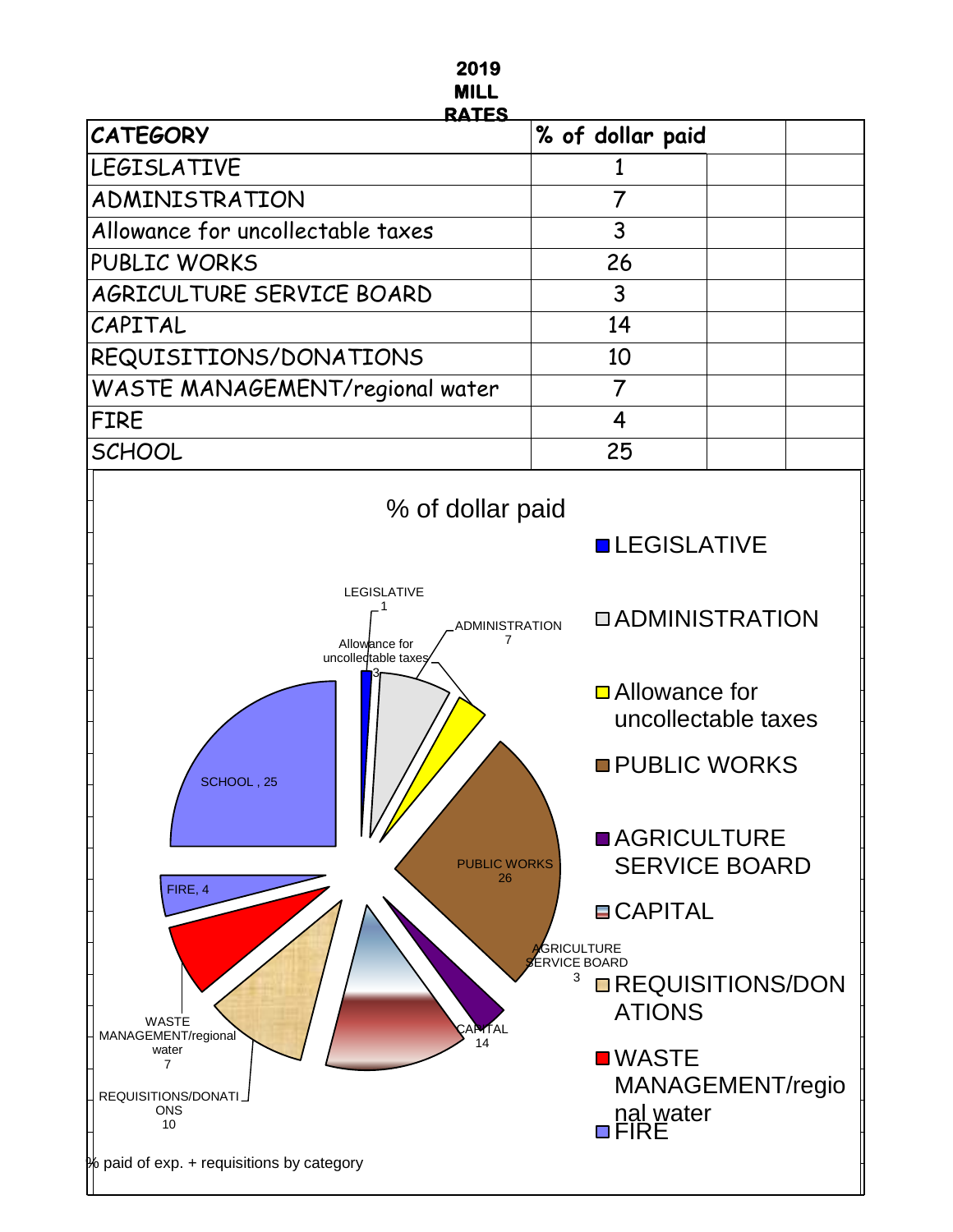# 2019 MILL RATES

| CATEGORY | % of dollar paid | | |
|---|---|---|---|
| LEGISLATIVE | 1 | | |
| ADMINISTRATION | 7 | | |
| Allowance for uncollectable taxes | 3 | | |
| PUBLIC WORKS | 26 | | |
| AGRICULTURE SERVICE BOARD | 3 | | |
| CAPITAL | 14 | | |
| REQUISITIONS/DONATIONS | 10 | | |
| WASTE MANAGEMENT/regional water | 7 | | |
| FIRE | 4 | | |
| SCHOOL | 25 | | |

% of dollar paid

LEGISLATIVE 1; ADMINISTRATION 7; Allowance for uncollectable taxes 3; PUBLIC WORKS 26; AGRICULTURE SERVICE BOARD 3; CAPITAL 14; REQUISITIONS/DONATIONS 10; WASTE MANAGEMENT/regional water 7; FIRE, 4; SCHOOL, 25

% paid of exp. + requisitions by category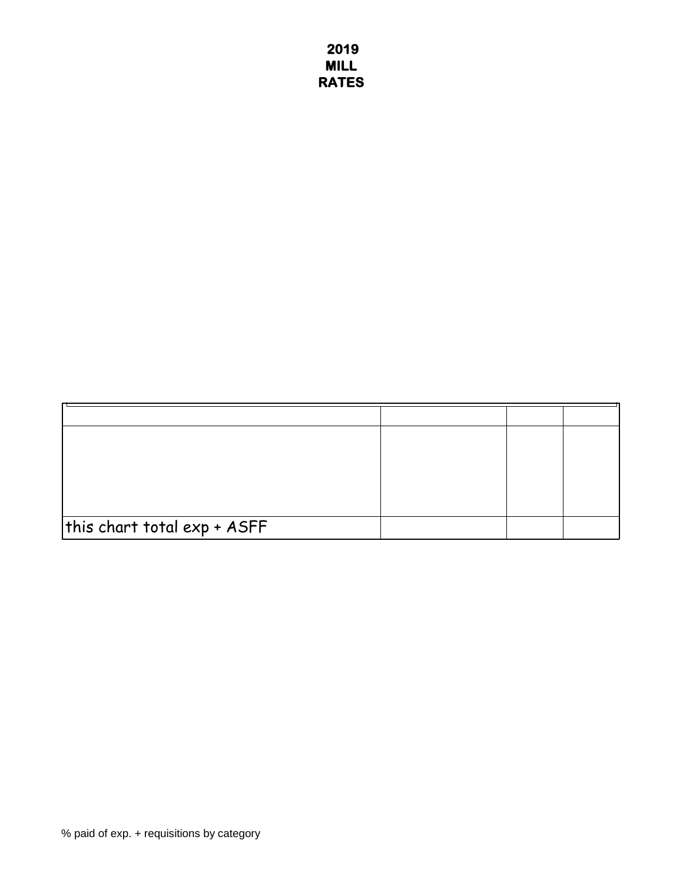# 2019 MILL RATES

| | | | |
|---|---|---|---|
| | | | |
| this chart total exp + ASFF | | | |

% paid of exp. + requisitions by category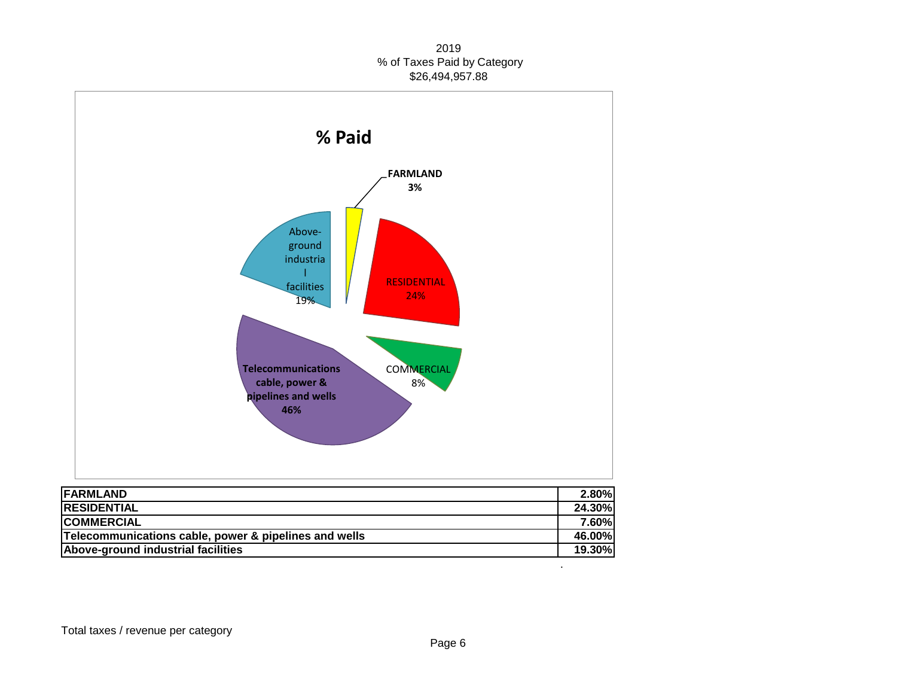2019
% of Taxes Paid by Category
$26,494,957.88

| FARMLAND | 2.80% |
|---|---|
| RESIDENTIAL | 24.30% |
| COMMERCIAL | 7.60% |
| Telecommunications cable, power & pipelines and wells | 46.00% |
| Above-ground industrial facilities | 19.30% |

Total taxes / revenue per category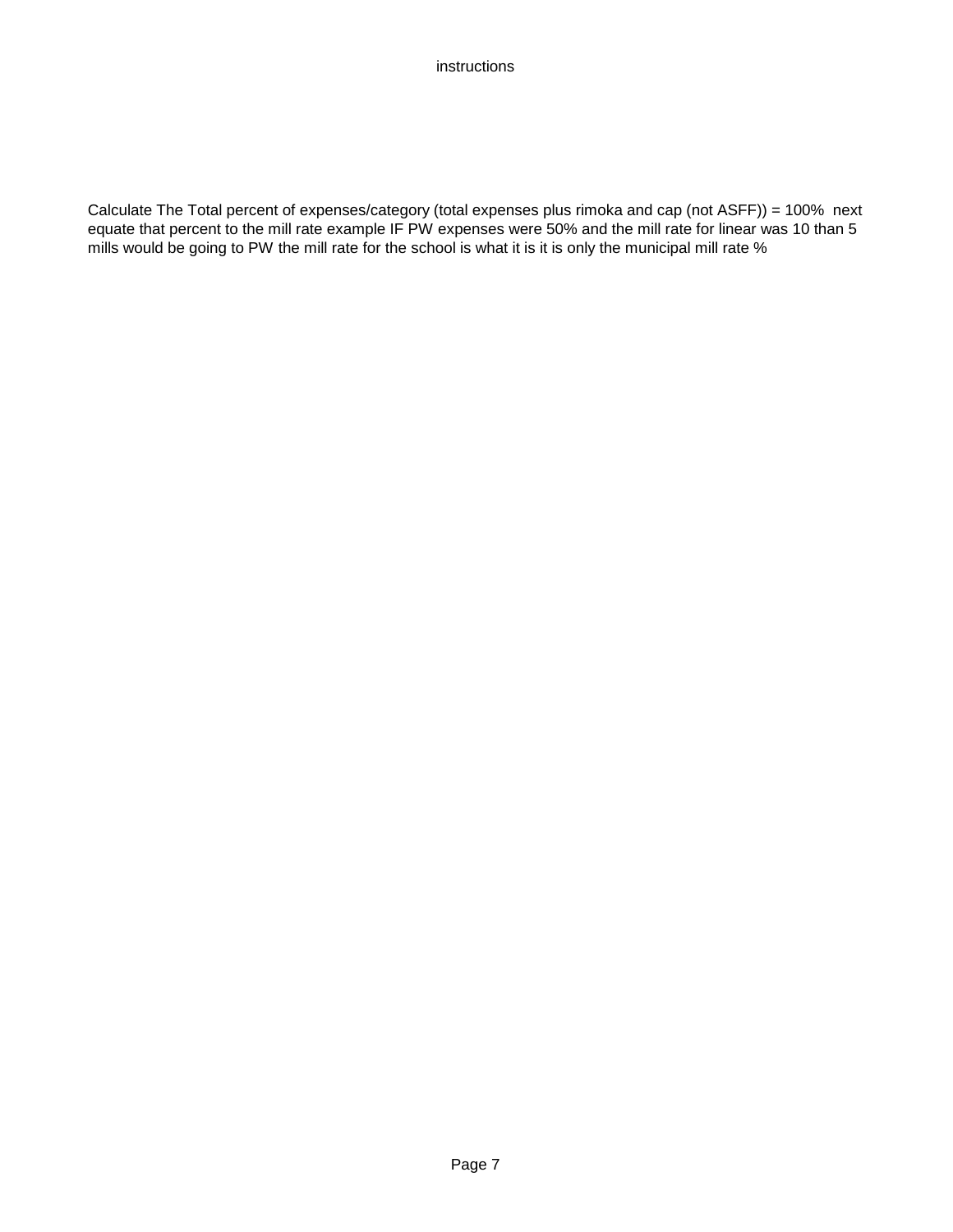instructions

Calculate The Total percent of expenses/category (total expenses plus rimoka and cap (not ASFF)) = 100% next equate that percent to the mill rate example IF PW expenses were 50% and the mill rate for linear was 10 than 5 mills would be going to PW the mill rate for the school is what it is it is only the municipal mill rate %